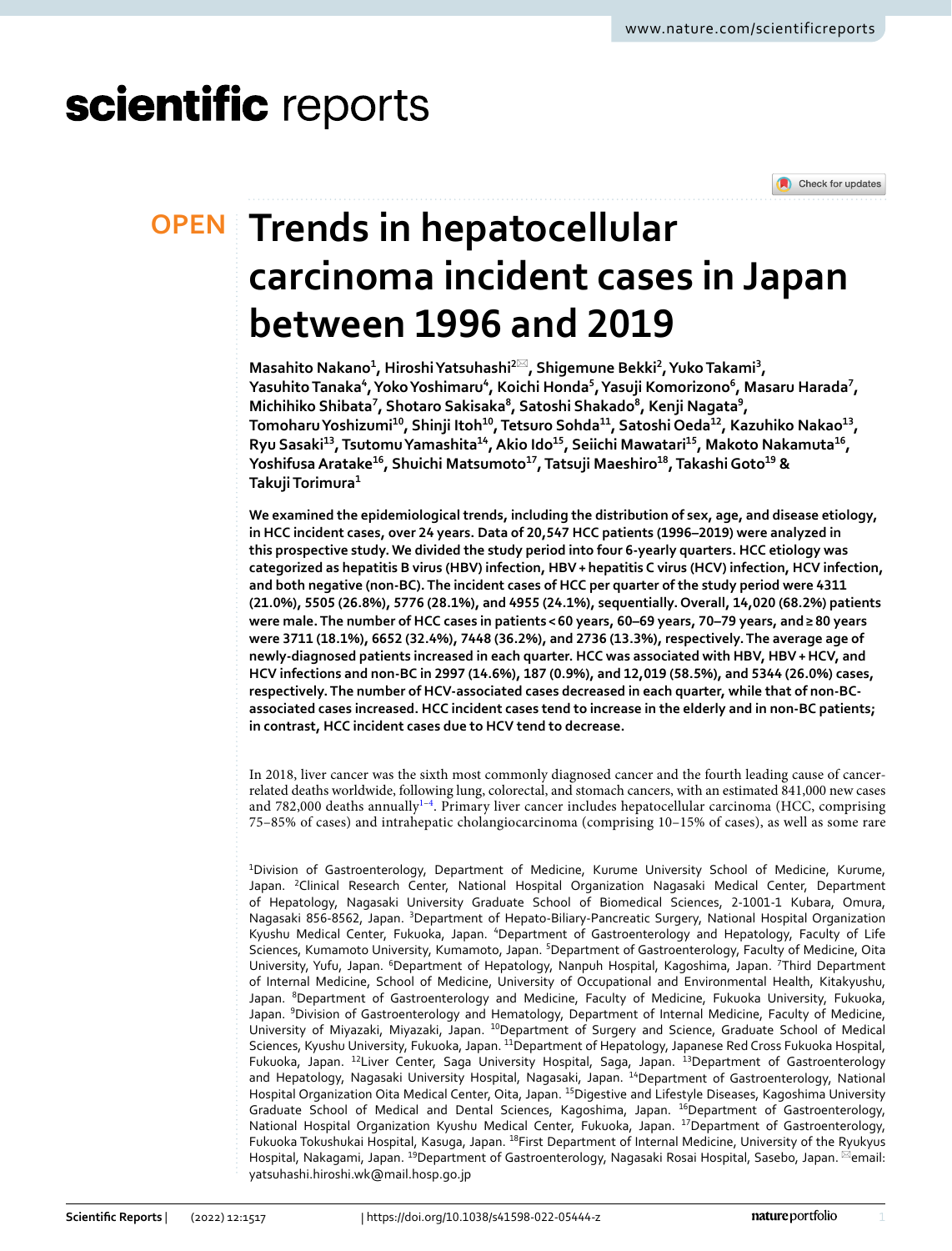# Trends in hepatocellular carcinoma incident cases in Japan between 1996 and 2019

**Masahito Nakano[1], Hiroshi Yatsuhashi[2]✉, Shigemune Bekki[2], Yuko Takami[3], Yasuhito Tanaka[4], Yoko Yoshimaru[4], Koichi Honda[5], Yasuji Komorizono[6], Masaru Harada[7], Michihiko Shibata[7], Shotaro Sakisaka[8], Satoshi Shakado[8], Kenji Nagata[9], Tomoharu Yoshizumi[10], Shinji Itoh[10], Tetsuro Sohda[11], Satoshi Oeda[12], Kazuhiko Nakao[13], Ryu Sasaki[13], Tsutomu Yamashita[14], Akio Ido[15], Seiichi Mawatari[15], Makoto Nakamuta[16], Yoshifusa Aratake[16], Shuichi Matsumoto[17], Tatsuji Maeshiro[18], Takashi Goto[19] & Takuji Torimura[1]**

**We examined the epidemiological trends, including the distribution of sex, age, and disease etiology, in HCC incident cases, over 24 years. Data of 20,547 HCC patients (1996–2019) were analyzed in this prospective study. We divided the study period into four 6-yearly quarters. HCC etiology was categorized as hepatitis B virus (HBV) infection, HBV + hepatitis C virus (HCV) infection, HCV infection, and both negative (non-BC). The incident cases of HCC per quarter of the study period were 4311 (21.0%), 5505 (26.8%), 5776 (28.1%), and 4955 (24.1%), sequentially. Overall, 14,020 (68.2%) patients were male. The number of HCC cases in patients < 60 years, 60–69 years, 70–79 years, and ≥ 80 years were 3711 (18.1%), 6652 (32.4%), 7448 (36.2%), and 2736 (13.3%), respectively. The average age of newly-diagnosed patients increased in each quarter. HCC was associated with HBV, HBV + HCV, and HCV infections and non-BC in 2997 (14.6%), 187 (0.9%), and 12,019 (58.5%), and 5344 (26.0%) cases, respectively. The number of HCV-associated cases decreased in each quarter, while that of non-BC-associated cases increased. HCC incident cases tend to increase in the elderly and in non-BC patients; in contrast, HCC incident cases due to HCV tend to decrease.**

In 2018, liver cancer was the sixth most commonly diagnosed cancer and the fourth leading cause of cancer-related deaths worldwide, following lung, colorectal, and stomach cancers, with an estimated 841,000 new cases and 782,000 deaths annually[1–4]. Primary liver cancer includes hepatocellular carcinoma (HCC, comprising 75–85% of cases) and intrahepatic cholangiocarcinoma (comprising 10–15% of cases), as well as some rare

[1]Division of Gastroenterology, Department of Medicine, Kurume University School of Medicine, Kurume, Japan. [2]Clinical Research Center, National Hospital Organization Nagasaki Medical Center, Department of Hepatology, Nagasaki University Graduate School of Biomedical Sciences, 2-1001-1 Kubara, Omura, Nagasaki 856-8562, Japan. [3]Department of Hepato-Biliary-Pancreatic Surgery, National Hospital Organization Kyushu Medical Center, Fukuoka, Japan. [4]Department of Gastroenterology and Hepatology, Faculty of Life Sciences, Kumamoto University, Kumamoto, Japan. [5]Department of Gastroenterology, Faculty of Medicine, Oita University, Yufu, Japan. [6]Department of Hepatology, Nanpuh Hospital, Kagoshima, Japan. [7]Third Department of Internal Medicine, School of Medicine, University of Occupational and Environmental Health, Kitakyushu, Japan. [8]Department of Gastroenterology and Medicine, Faculty of Medicine, Fukuoka University, Fukuoka, Japan. [9]Division of Gastroenterology and Hematology, Department of Internal Medicine, Faculty of Medicine, University of Miyazaki, Miyazaki, Japan. [10]Department of Surgery and Science, Graduate School of Medical Sciences, Kyushu University, Fukuoka, Japan. [11]Department of Hepatology, Japanese Red Cross Fukuoka Hospital, Fukuoka, Japan. [12]Liver Center, Saga University Hospital, Saga, Japan. [13]Department of Gastroenterology and Hepatology, Nagasaki University Hospital, Nagasaki, Japan. [14]Department of Gastroenterology, National Hospital Organization Oita Medical Center, Oita, Japan. [15]Digestive and Lifestyle Diseases, Kagoshima University Graduate School of Medical and Dental Sciences, Kagoshima, Japan. [16]Department of Gastroenterology, National Hospital Organization Kyushu Medical Center, Fukuoka, Japan. [17]Department of Gastroenterology, Fukuoka Tokushukai Hospital, Kasuga, Japan. [18]First Department of Internal Medicine, University of the Ryukyus Hospital, Nakagami, Japan. [19]Department of Gastroenterology, Nagasaki Rosai Hospital, Sasebo, Japan. ✉email: yatsuhashi.hiroshi.wk@mail.hosp.go.jp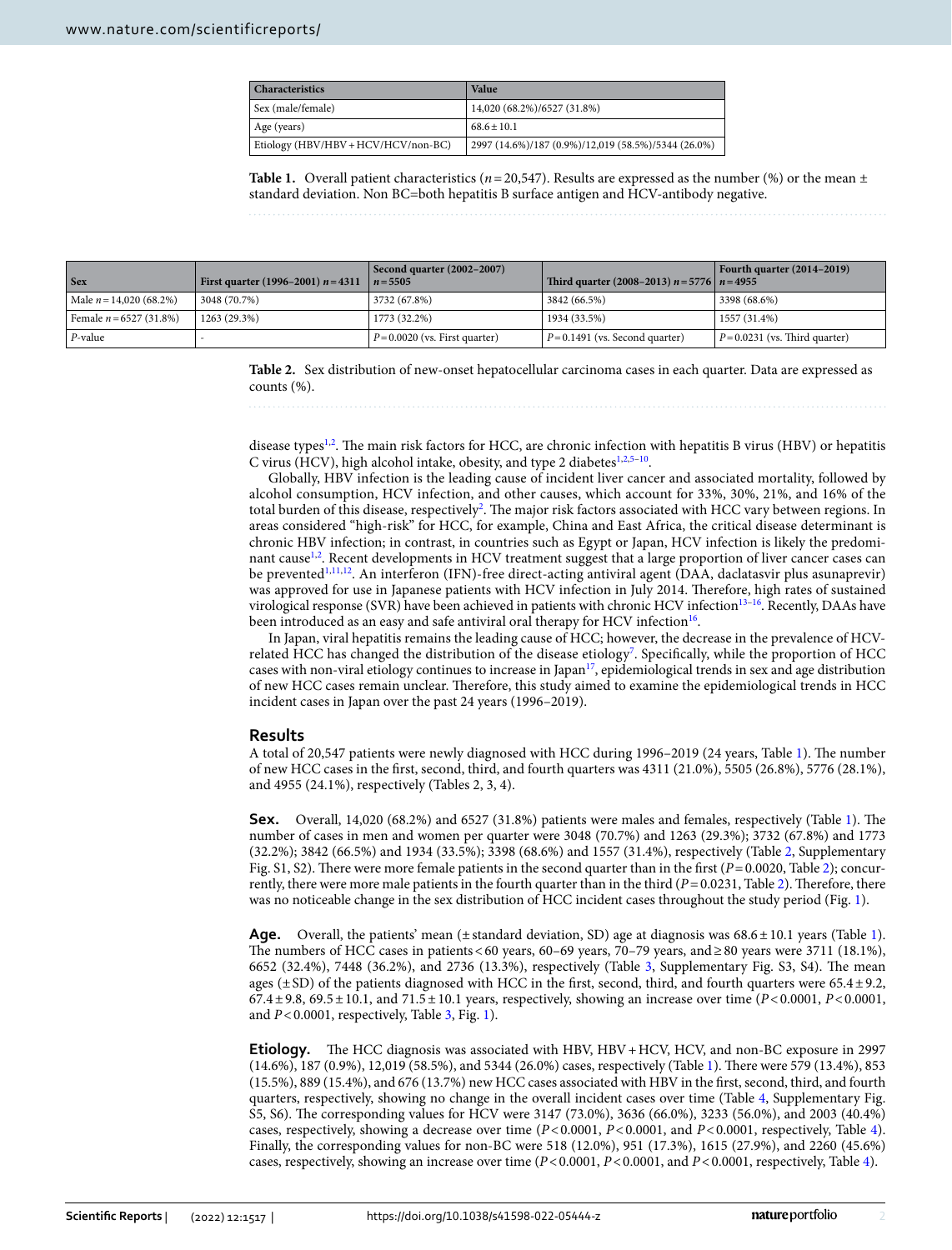| Characteristics | Value |
|---|---|
| Sex (male/female) | 14,020 (68.2%)/6527 (31.8%) |
| Age (years) | 68.6 ± 10.1 |
| Etiology (HBV/HBV + HCV/HCV/non-BC) | 2997 (14.6%)/187 (0.9%)/12,019 (58.5%)/5344 (26.0%) |

**Table 1.** Overall patient characteristics ($n = 20{,}547$). Results are expressed as the number (%) or the mean ± standard deviation. Non BC=both hepatitis B surface antigen and HCV-antibody negative.

| Sex | First quarter (1996–2001) $n = 4311$ | Second quarter (2002–2007) $n = 5505$ | Third quarter (2008–2013) $n = 5776$ | Fourth quarter (2014–2019) $n = 4955$ |
|---|---|---|---|---|
| Male $n = 14{,}020$ (68.2%) | 3048 (70.7%) | 3732 (67.8%) | 3842 (66.5%) | 3398 (68.6%) |
| Female $n = 6527$ (31.8%) | 1263 (29.3%) | 1773 (32.2%) | 1934 (33.5%) | 1557 (31.4%) |
| *P*-value | - | $P = 0.0020$ (vs. First quarter) | $P = 0.1491$ (vs. Second quarter) | $P = 0.0231$ (vs. Third quarter) |

**Table 2.** Sex distribution of new-onset hepatocellular carcinoma cases in each quarter. Data are expressed as counts (%).

disease types[1,2]. The main risk factors for HCC, are chronic infection with hepatitis B virus (HBV) or hepatitis C virus (HCV), high alcohol intake, obesity, and type 2 diabetes[1,2,5–10].

Globally, HBV infection is the leading cause of incident liver cancer and associated mortality, followed by alcohol consumption, HCV infection, and other causes, which account for 33%, 30%, 21%, and 16% of the total burden of this disease, respectively[2]. The major risk factors associated with HCC vary between regions. In areas considered "high-risk" for HCC, for example, China and East Africa, the critical disease determinant is chronic HBV infection; in contrast, in countries such as Egypt or Japan, HCV infection is likely the predominant cause[1,2]. Recent developments in HCV treatment suggest that a large proportion of liver cancer cases can be prevented[1,11,12]. An interferon (IFN)-free direct-acting antiviral agent (DAA, daclatasvir plus asunaprevir) was approved for use in Japanese patients with HCV infection in July 2014. Therefore, high rates of sustained virological response (SVR) have been achieved in patients with chronic HCV infection[13–16]. Recently, DAAs have been introduced as an easy and safe antiviral oral therapy for HCV infection[16].

In Japan, viral hepatitis remains the leading cause of HCC; however, the decrease in the prevalence of HCV-related HCC has changed the distribution of the disease etiology[7]. Specifically, while the proportion of HCC cases with non-viral etiology continues to increase in Japan[17], epidemiological trends in sex and age distribution of new HCC cases remain unclear. Therefore, this study aimed to examine the epidemiological trends in HCC incident cases in Japan over the past 24 years (1996–2019).

## Results

A total of 20,547 patients were newly diagnosed with HCC during 1996–2019 (24 years, Table 1). The number of new HCC cases in the first, second, third, and fourth quarters was 4311 (21.0%), 5505 (26.8%), 5776 (28.1%), and 4955 (24.1%), respectively (Tables 2, 3, 4).

**Sex.** Overall, 14,020 (68.2%) and 6527 (31.8%) patients were males and females, respectively (Table 1). The number of cases in men and women per quarter were 3048 (70.7%) and 1263 (29.3%); 3732 (67.8%) and 1773 (32.2%); 3842 (66.5%) and 1934 (33.5%); 3398 (68.6%) and 1557 (31.4%), respectively (Table 2, Supplementary Fig. S1, S2). There were more female patients in the second quarter than in the first ($P = 0.0020$, Table 2); concurrently, there were more male patients in the fourth quarter than in the third ($P = 0.0231$, Table 2). Therefore, there was no noticeable change in the sex distribution of HCC incident cases throughout the study period (Fig. 1).

**Age.** Overall, the patients' mean (± standard deviation, SD) age at diagnosis was 68.6 ± 10.1 years (Table 1). The numbers of HCC cases in patients < 60 years, 60–69 years, 70–79 years, and ≥ 80 years were 3711 (18.1%), 6652 (32.4%), 7448 (36.2%), and 2736 (13.3%), respectively (Table 3, Supplementary Fig. S3, S4). The mean ages (± SD) of the patients diagnosed with HCC in the first, second, third, and fourth quarters were 65.4 ± 9.2, 67.4 ± 9.8, 69.5 ± 10.1, and 71.5 ± 10.1 years, respectively, showing an increase over time ($P < 0.0001$, $P < 0.0001$, and $P < 0.0001$, respectively, Table 3, Fig. 1).

**Etiology.** The HCC diagnosis was associated with HBV, HBV + HCV, HCV, and non-BC exposure in 2997 (14.6%), 187 (0.9%), 12,019 (58.5%), and 5344 (26.0%) cases, respectively (Table 1). There were 579 (13.4%), 853 (15.5%), 889 (15.4%), and 676 (13.7%) new HCC cases associated with HBV in the first, second, third, and fourth quarters, respectively, showing no change in the overall incident cases over time (Table 4, Supplementary Fig. S5, S6). The corresponding values for HCV were 3147 (73.0%), 3636 (66.0%), 3233 (56.0%), and 2003 (40.4%) cases, respectively, showing a decrease over time ($P < 0.0001$, $P < 0.0001$, and $P < 0.0001$, respectively, Table 4). Finally, the corresponding values for non-BC were 518 (12.0%), 951 (17.3%), 1615 (27.9%), and 2260 (45.6%) cases, respectively, showing an increase over time ($P < 0.0001$, $P < 0.0001$, and $P < 0.0001$, respectively, Table 4).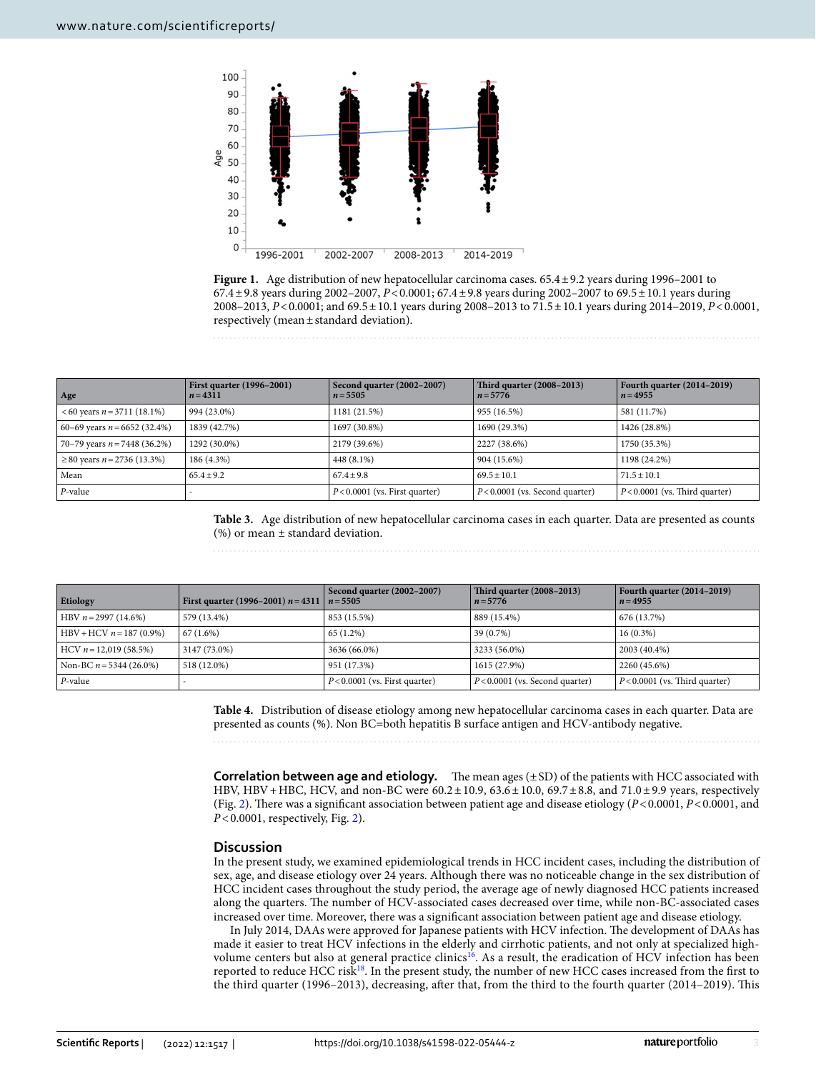Figure 1. Age distribution of new hepatocellular carcinoma cases. 65.4 ± 9.2 years during 1996–2001 to 67.4 ± 9.8 years during 2002–2007, $P < 0.0001$; 67.4 ± 9.8 years during 2002–2007 to 69.5 ± 10.1 years during 2008–2013, $P < 0.0001$; and 69.5 ± 10.1 years during 2008–2013 to 71.5 ± 10.1 years during 2014–2019, $P < 0.0001$, respectively (mean ± standard deviation).

| Age | First quarter (1996–2001) $n = 4311$ | Second quarter (2002–2007) $n = 5505$ | Third quarter (2008–2013) $n = 5776$ | Fourth quarter (2014–2019) $n = 4955$ |
|---|---|---|---|---|
| < 60 years $n = 3711$ (18.1%) | 994 (23.0%) | 1181 (21.5%) | 955 (16.5%) | 581 (11.7%) |
| 60–69 years $n = 6652$ (32.4%) | 1839 (42.7%) | 1697 (30.8%) | 1690 (29.3%) | 1426 (28.8%) |
| 70–79 years $n = 7448$ (36.2%) | 1292 (30.0%) | 2179 (39.6%) | 2227 (38.6%) | 1750 (35.3%) |
| ≥ 80 years $n = 2736$ (13.3%) | 186 (4.3%) | 448 (8.1%) | 904 (15.6%) | 1198 (24.2%) |
| Mean | 65.4 ± 9.2 | 67.4 ± 9.8 | 69.5 ± 10.1 | 71.5 ± 10.1 |
| *P*-value | - | $P < 0.0001$ (vs. First quarter) | $P < 0.0001$ (vs. Second quarter) | $P < 0.0001$ (vs. Third quarter) |

Table 3. Age distribution of new hepatocellular carcinoma cases in each quarter. Data are presented as counts (%) or mean ± standard deviation.

| Etiology | First quarter (1996–2001) $n = 4311$ | Second quarter (2002–2007) $n = 5505$ | Third quarter (2008–2013) $n = 5776$ | Fourth quarter (2014–2019) $n = 4955$ |
|---|---|---|---|---|
| HBV $n = 2997$ (14.6%) | 579 (13.4%) | 853 (15.5%) | 889 (15.4%) | 676 (13.7%) |
| HBV + HCV $n = 187$ (0.9%) | 67 (1.6%) | 65 (1.2%) | 39 (0.7%) | 16 (0.3%) |
| HCV $n = 12{,}019$ (58.5%) | 3147 (73.0%) | 3636 (66.0%) | 3233 (56.0%) | 2003 (40.4%) |
| Non-BC $n = 5344$ (26.0%) | 518 (12.0%) | 951 (17.3%) | 1615 (27.9%) | 2260 (45.6%) |
| *P*-value | - | $P < 0.0001$ (vs. First quarter) | $P < 0.0001$ (vs. Second quarter) | $P < 0.0001$ (vs. Third quarter) |

Table 4. Distribution of disease etiology among new hepatocellular carcinoma cases in each quarter. Data are presented as counts (%). Non BC=both hepatitis B surface antigen and HCV-antibody negative.

**Correlation between age and etiology.** The mean ages (± SD) of the patients with HCC associated with HBV, HBV + HBC, HCV, and non-BC were 60.2 ± 10.9, 63.6 ± 10.0, 69.7 ± 8.8, and 71.0 ± 9.9 years, respectively (Fig. 2). There was a significant association between patient age and disease etiology ($P < 0.0001$, $P < 0.0001$, and $P < 0.0001$, respectively, Fig. 2).

## Discussion

In the present study, we examined epidemiological trends in HCC incident cases, including the distribution of sex, age, and disease etiology over 24 years. Although there was no noticeable change in the sex distribution of HCC incident cases throughout the study period, the average age of newly diagnosed HCC patients increased along the quarters. The number of HCV-associated cases decreased over time, while non-BC-associated cases increased over time. Moreover, there was a significant association between patient age and disease etiology.

In July 2014, DAAs were approved for Japanese patients with HCV infection. The development of DAAs has made it easier to treat HCV infections in the elderly and cirrhotic patients, and not only at specialized high-volume centers but also at general practice clinics[16]. As a result, the eradication of HCV infection has been reported to reduce HCC risk[18]. In the present study, the number of new HCC cases increased from the first to the third quarter (1996–2013), decreasing, after that, from the third to the fourth quarter (2014–2019). This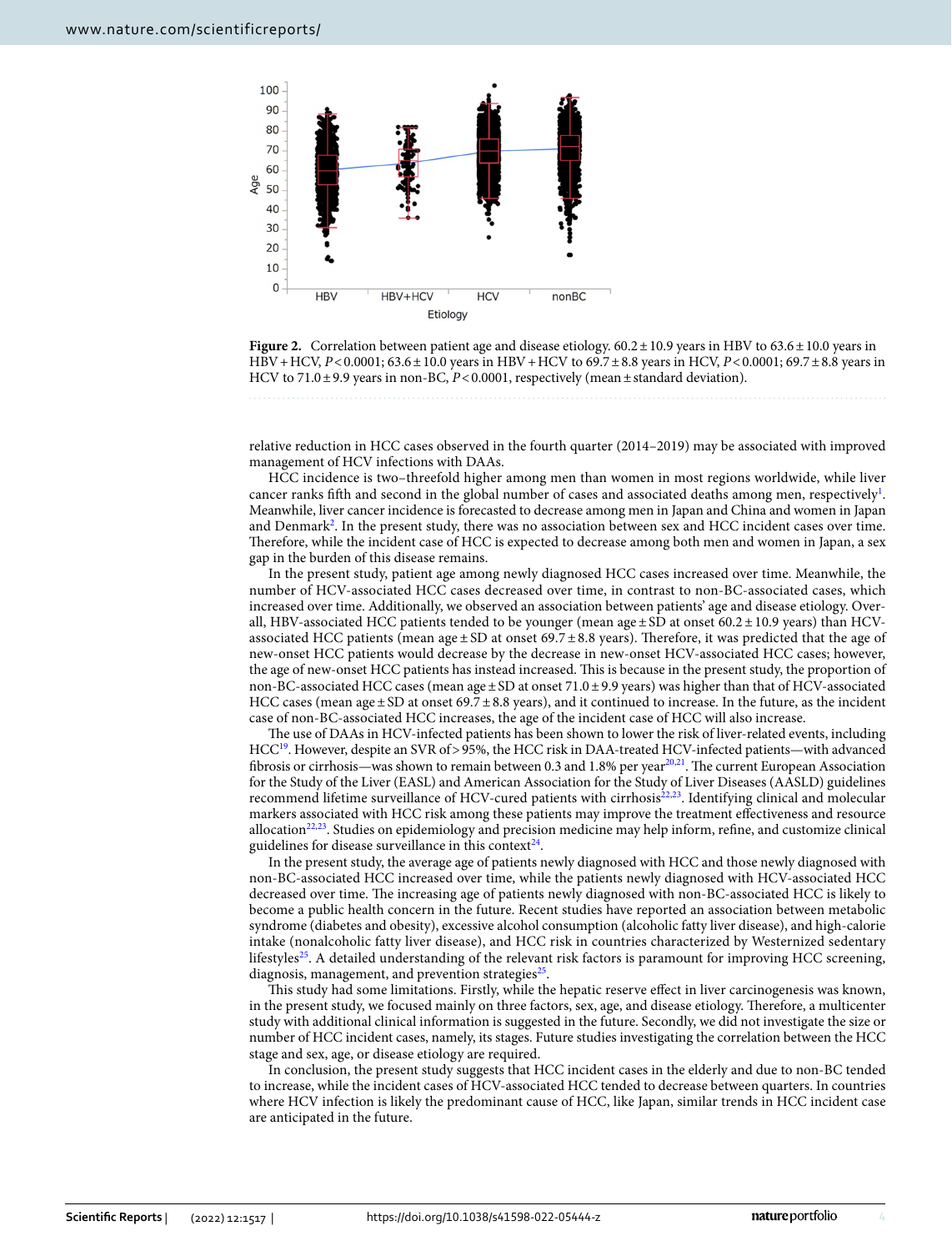**Figure 2.** Correlation between patient age and disease etiology. 60.2 ± 10.9 years in HBV to 63.6 ± 10.0 years in HBV + HCV, $P < 0.0001$; 63.6 ± 10.0 years in HBV + HCV to 69.7 ± 8.8 years in HCV, $P < 0.0001$; 69.7 ± 8.8 years in HCV to 71.0 ± 9.9 years in non-BC, $P < 0.0001$, respectively (mean ± standard deviation).

relative reduction in HCC cases observed in the fourth quarter (2014–2019) may be associated with improved management of HCV infections with DAAs.

HCC incidence is two–threefold higher among men than women in most regions worldwide, while liver cancer ranks fifth and second in the global number of cases and associated deaths among men, respectively[1]. Meanwhile, liver cancer incidence is forecasted to decrease among men in Japan and China and women in Japan and Denmark[2]. In the present study, there was no association between sex and HCC incident cases over time. Therefore, while the incident case of HCC is expected to decrease among both men and women in Japan, a sex gap in the burden of this disease remains.

In the present study, patient age among newly diagnosed HCC cases increased over time. Meanwhile, the number of HCV-associated HCC cases decreased over time, in contrast to non-BC-associated cases, which increased over time. Additionally, we observed an association between patients' age and disease etiology. Overall, HBV-associated HCC patients tended to be younger (mean age ± SD at onset 60.2 ± 10.9 years) than HCV-associated HCC patients (mean age ± SD at onset 69.7 ± 8.8 years). Therefore, it was predicted that the age of new-onset HCC patients would decrease by the decrease in new-onset HCV-associated HCC cases; however, the age of new-onset HCC patients has instead increased. This is because in the present study, the proportion of non-BC-associated HCC cases (mean age ± SD at onset 71.0 ± 9.9 years) was higher than that of HCV-associated HCC cases (mean age ± SD at onset 69.7 ± 8.8 years), and it continued to increase. In the future, as the incident case of non-BC-associated HCC increases, the age of the incident case of HCC will also increase.

The use of DAAs in HCV-infected patients has been shown to lower the risk of liver-related events, including HCC[19]. However, despite an SVR of > 95%, the HCC risk in DAA-treated HCV-infected patients—with advanced fibrosis or cirrhosis—was shown to remain between 0.3 and 1.8% per year[20,21]. The current European Association for the Study of the Liver (EASL) and American Association for the Study of Liver Diseases (AASLD) guidelines recommend lifetime surveillance of HCV-cured patients with cirrhosis[22,23]. Identifying clinical and molecular markers associated with HCC risk among these patients may improve the treatment effectiveness and resource allocation[22,23]. Studies on epidemiology and precision medicine may help inform, refine, and customize clinical guidelines for disease surveillance in this context[24].

In the present study, the average age of patients newly diagnosed with HCC and those newly diagnosed with non-BC-associated HCC increased over time, while the patients newly diagnosed with HCV-associated HCC decreased over time. The increasing age of patients newly diagnosed with non-BC-associated HCC is likely to become a public health concern in the future. Recent studies have reported an association between metabolic syndrome (diabetes and obesity), excessive alcohol consumption (alcoholic fatty liver disease), and high-calorie intake (nonalcoholic fatty liver disease), and HCC risk in countries characterized by Westernized sedentary lifestyles[25]. A detailed understanding of the relevant risk factors is paramount for improving HCC screening, diagnosis, management, and prevention strategies[25].

This study had some limitations. Firstly, while the hepatic reserve effect in liver carcinogenesis was known, in the present study, we focused mainly on three factors, sex, age, and disease etiology. Therefore, a multicenter study with additional clinical information is suggested in the future. Secondly, we did not investigate the size or number of HCC incident cases, namely, its stages. Future studies investigating the correlation between the HCC stage and sex, age, or disease etiology are required.

In conclusion, the present study suggests that HCC incident cases in the elderly and due to non-BC tended to increase, while the incident cases of HCV-associated HCC tended to decrease between quarters. In countries where HCV infection is likely the predominant cause of HCC, like Japan, similar trends in HCC incident case are anticipated in the future.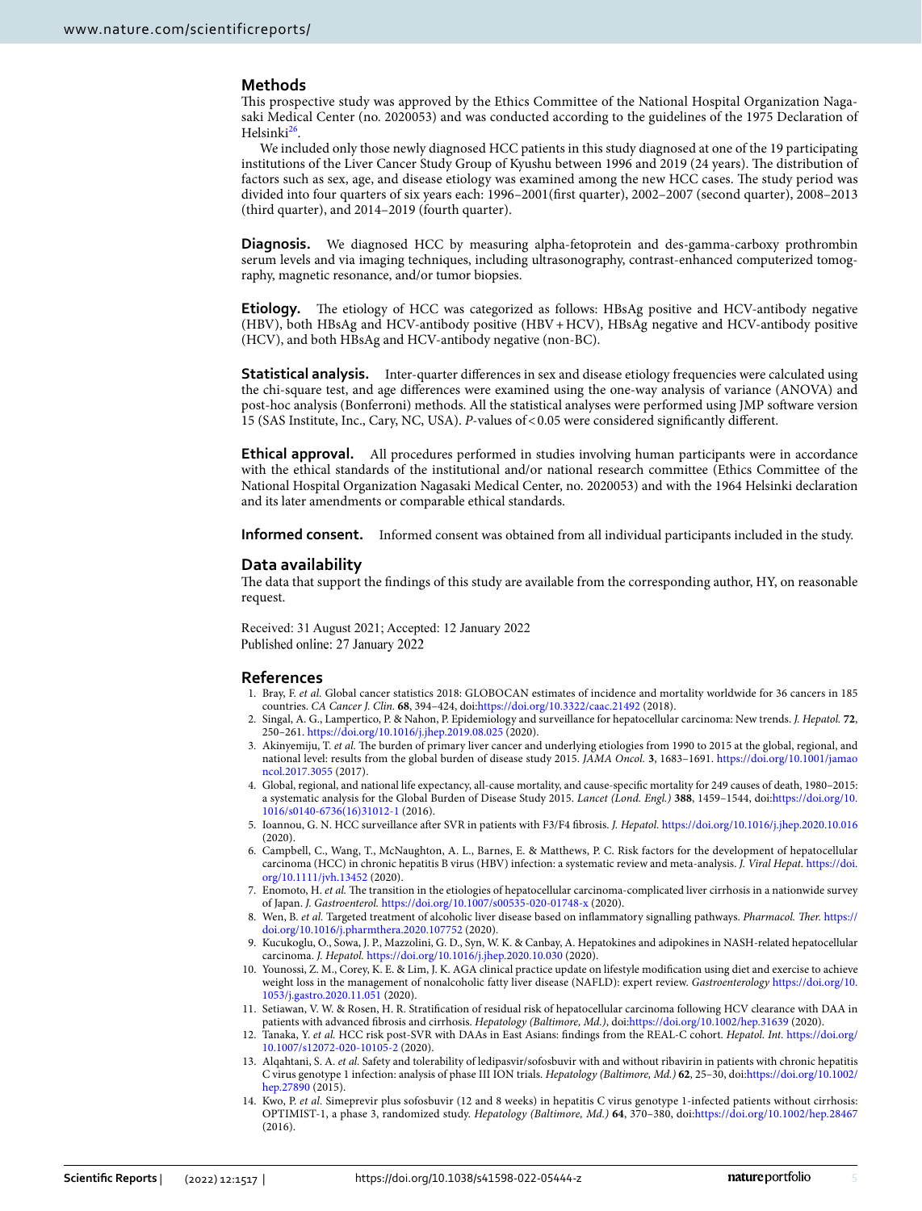## Methods

This prospective study was approved by the Ethics Committee of the National Hospital Organization Nagasaki Medical Center (no. 2020053) and was conducted according to the guidelines of the 1975 Declaration of Helsinki[26].

We included only those newly diagnosed HCC patients in this study diagnosed at one of the 19 participating institutions of the Liver Cancer Study Group of Kyushu between 1996 and 2019 (24 years). The distribution of factors such as sex, age, and disease etiology was examined among the new HCC cases. The study period was divided into four quarters of six years each: 1996–2001(first quarter), 2002–2007 (second quarter), 2008–2013 (third quarter), and 2014–2019 (fourth quarter).

**Diagnosis.** We diagnosed HCC by measuring alpha-fetoprotein and des-gamma-carboxy prothrombin serum levels and via imaging techniques, including ultrasonography, contrast-enhanced computerized tomography, magnetic resonance, and/or tumor biopsies.

**Etiology.** The etiology of HCC was categorized as follows: HBsAg positive and HCV-antibody negative (HBV), both HBsAg and HCV-antibody positive (HBV + HCV), HBsAg negative and HCV-antibody positive (HCV), and both HBsAg and HCV-antibody negative (non-BC).

**Statistical analysis.** Inter-quarter differences in sex and disease etiology frequencies were calculated using the chi-square test, and age differences were examined using the one-way analysis of variance (ANOVA) and post-hoc analysis (Bonferroni) methods. All the statistical analyses were performed using JMP software version 15 (SAS Institute, Inc., Cary, NC, USA). *P*-values of < 0.05 were considered significantly different.

**Ethical approval.** All procedures performed in studies involving human participants were in accordance with the ethical standards of the institutional and/or national research committee (Ethics Committee of the National Hospital Organization Nagasaki Medical Center, no. 2020053) and with the 1964 Helsinki declaration and its later amendments or comparable ethical standards.

**Informed consent.** Informed consent was obtained from all individual participants included in the study.

## Data availability

The data that support the findings of this study are available from the corresponding author, HY, on reasonable request.

Received: 31 August 2021; Accepted: 12 January 2022
Published online: 27 January 2022

## References

1. Bray, F. *et al.* Global cancer statistics 2018: GLOBOCAN estimates of incidence and mortality worldwide for 36 cancers in 185 countries. *CA Cancer J. Clin.* **68**, 394–424, doi:https://doi.org/10.3322/caac.21492 (2018).
2. Singal, A. G., Lampertico, P. & Nahon, P. Epidemiology and surveillance for hepatocellular carcinoma: New trends. *J. Hepatol.* **72**, 250–261. https://doi.org/10.1016/j.jhep.2019.08.025 (2020).
3. Akinyemiju, T. *et al.* The burden of primary liver cancer and underlying etiologies from 1990 to 2015 at the global, regional, and national level: results from the global burden of disease study 2015. *JAMA Oncol.* **3**, 1683–1691. https://doi.org/10.1001/jamaoncol.2017.3055 (2017).
4. Global, regional, and national life expectancy, all-cause mortality, and cause-specific mortality for 249 causes of death, 1980–2015: a systematic analysis for the Global Burden of Disease Study 2015. *Lancet (Lond. Engl.)* **388**, 1459–1544, doi:https://doi.org/10.1016/s0140-6736(16)31012-1 (2016).
5. Ioannou, G. N. HCC surveillance after SVR in patients with F3/F4 fibrosis. *J. Hepatol.* https://doi.org/10.1016/j.jhep.2020.10.016 (2020).
6. Campbell, C., Wang, T., McNaughton, A. L., Barnes, E. & Matthews, P. C. Risk factors for the development of hepatocellular carcinoma (HCC) in chronic hepatitis B virus (HBV) infection: a systematic review and meta-analysis. *J. Viral Hepat.* https://doi.org/10.1111/jvh.13452 (2020).
7. Enomoto, H. *et al.* The transition in the etiologies of hepatocellular carcinoma-complicated liver cirrhosis in a nationwide survey of Japan. *J. Gastroenterol.* https://doi.org/10.1007/s00535-020-01748-x (2020).
8. Wen, B. *et al.* Targeted treatment of alcoholic liver disease based on inflammatory signalling pathways. *Pharmacol. Ther.* https://doi.org/10.1016/j.pharmthera.2020.107752 (2020).
9. Kucukoglu, O., Sowa, J. P., Mazzolini, G. D., Syn, W. K. & Canbay, A. Hepatokines and adipokines in NASH-related hepatocellular carcinoma. *J. Hepatol.* https://doi.org/10.1016/j.jhep.2020.10.030 (2020).
10. Younossi, Z. M., Corey, K. E. & Lim, J. K. AGA clinical practice update on lifestyle modification using diet and exercise to achieve weight loss in the management of nonalcoholic fatty liver disease (NAFLD): expert review. *Gastroenterology* https://doi.org/10.1053/j.gastro.2020.11.051 (2020).
11. Setiawan, V. W. & Rosen, H. R. Stratification of residual risk of hepatocellular carcinoma following HCV clearance with DAA in patients with advanced fibrosis and cirrhosis. *Hepatology (Baltimore, Md.)*, doi:https://doi.org/10.1002/hep.31639 (2020).
12. Tanaka, Y. *et al.* HCC risk post-SVR with DAAs in East Asians: findings from the REAL-C cohort. *Hepatol. Int.* https://doi.org/10.1007/s12072-020-10105-2 (2020).
13. Alqahtani, S. A. *et al.* Safety and tolerability of ledipasvir/sofosbuvir with and without ribavirin in patients with chronic hepatitis C virus genotype 1 infection: analysis of phase III ION trials. *Hepatology (Baltimore, Md.)* **62**, 25–30, doi:https://doi.org/10.1002/hep.27890 (2015).
14. Kwo, P. *et al.* Simeprevir plus sofosbuvir (12 and 8 weeks) in hepatitis C virus genotype 1-infected patients without cirrhosis: OPTIMIST-1, a phase 3, randomized study. *Hepatology (Baltimore, Md.)* **64**, 370–380, doi:https://doi.org/10.1002/hep.28467 (2016).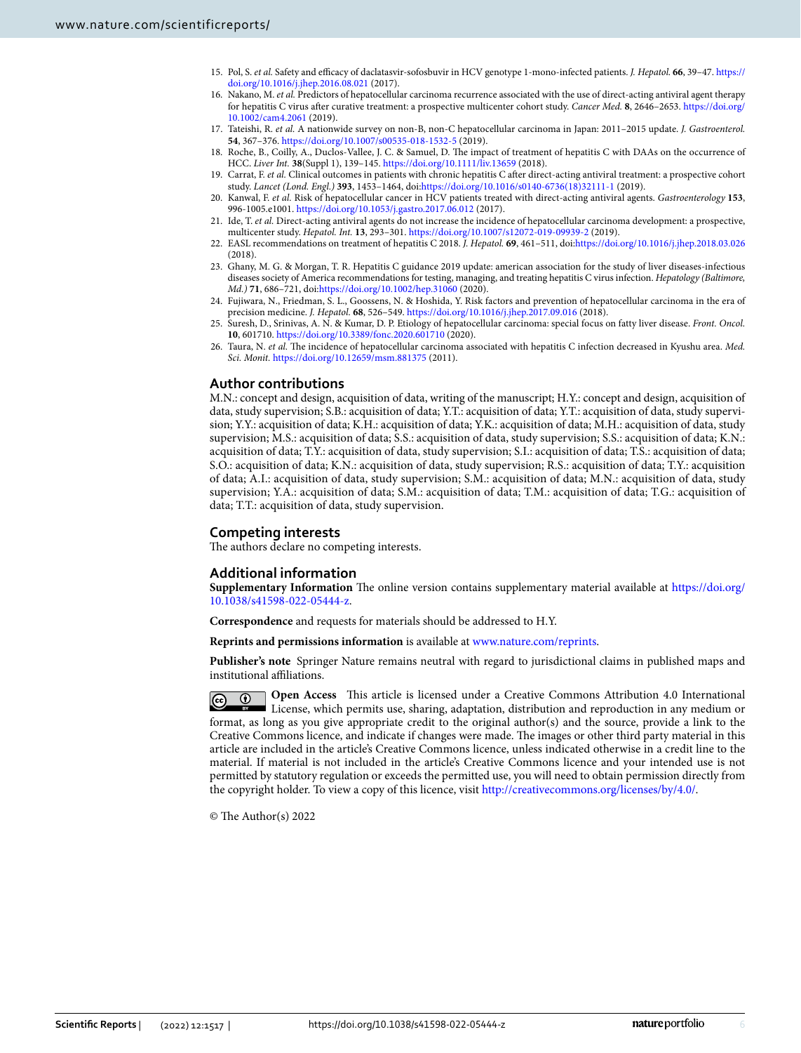15. Pol, S. *et al.* Safety and efficacy of daclatasvir-sofosbuvir in HCV genotype 1-mono-infected patients. *J. Hepatol.* **66**, 39–47. https://doi.org/10.1016/j.jhep.2016.08.021 (2017).
16. Nakano, M. *et al.* Predictors of hepatocellular carcinoma recurrence associated with the use of direct-acting antiviral agent therapy for hepatitis C virus after curative treatment: a prospective multicenter cohort study. *Cancer Med.* **8**, 2646–2653. https://doi.org/10.1002/cam4.2061 (2019).
17. Tateishi, R. *et al.* A nationwide survey on non-B, non-C hepatocellular carcinoma in Japan: 2011–2015 update. *J. Gastroenterol.* **54**, 367–376. https://doi.org/10.1007/s00535-018-1532-5 (2019).
18. Roche, B., Coilly, A., Duclos-Vallee, J. C. & Samuel, D. The impact of treatment of hepatitis C with DAAs on the occurrence of HCC. *Liver Int.* **38**(Suppl 1), 139–145. https://doi.org/10.1111/liv.13659 (2018).
19. Carrat, F. *et al.* Clinical outcomes in patients with chronic hepatitis C after direct-acting antiviral treatment: a prospective cohort study. *Lancet (Lond. Engl.)* **393**, 1453–1464, doi:https://doi.org/10.1016/s0140-6736(18)32111-1 (2019).
20. Kanwal, F. *et al.* Risk of hepatocellular cancer in HCV patients treated with direct-acting antiviral agents. *Gastroenterology* **153**, 996-1005.e1001. https://doi.org/10.1053/j.gastro.2017.06.012 (2017).
21. Ide, T. *et al.* Direct-acting antiviral agents do not increase the incidence of hepatocellular carcinoma development: a prospective, multicenter study. *Hepatol. Int.* **13**, 293–301. https://doi.org/10.1007/s12072-019-09939-2 (2019).
22. EASL recommendations on treatment of hepatitis C 2018. *J. Hepatol.* **69**, 461–511, doi:https://doi.org/10.1016/j.jhep.2018.03.026 (2018).
23. Ghany, M. G. & Morgan, T. R. Hepatitis C guidance 2019 update: american association for the study of liver diseases-infectious diseases society of America recommendations for testing, managing, and treating hepatitis C virus infection. *Hepatology (Baltimore, Md.)* **71**, 686–721, doi:https://doi.org/10.1002/hep.31060 (2020).
24. Fujiwara, N., Friedman, S. L., Goossens, N. & Hoshida, Y. Risk factors and prevention of hepatocellular carcinoma in the era of precision medicine. *J. Hepatol.* **68**, 526–549. https://doi.org/10.1016/j.jhep.2017.09.016 (2018).
25. Suresh, D., Srinivas, A. N. & Kumar, D. P. Etiology of hepatocellular carcinoma: special focus on fatty liver disease. *Front. Oncol.* **10**, 601710. https://doi.org/10.3389/fonc.2020.601710 (2020).
26. Taura, N. *et al.* The incidence of hepatocellular carcinoma associated with hepatitis C infection decreased in Kyushu area. *Med. Sci. Monit.* https://doi.org/10.12659/msm.881375 (2011).

## Author contributions

M.N.: concept and design, acquisition of data, writing of the manuscript; H.Y.: concept and design, acquisition of data, study supervision; S.B.: acquisition of data; Y.T.: acquisition of data; Y.T.: acquisition of data, study supervision; Y.Y.: acquisition of data; K.H.: acquisition of data; Y.K.: acquisition of data; M.H.: acquisition of data, study supervision; M.S.: acquisition of data; S.S.: acquisition of data, study supervision; S.S.: acquisition of data; K.N.: acquisition of data; T.Y.: acquisition of data, study supervision; S.I.: acquisition of data; T.S.: acquisition of data; S.O.: acquisition of data; K.N.: acquisition of data, study supervision; R.S.: acquisition of data; T.Y.: acquisition of data, study supervision; A.I.: acquisition of data; S.M.: acquisition of data; M.N.: acquisition of data, study supervision; Y.A.: acquisition of data; S.M.: acquisition of data; T.M.: acquisition of data; T.G.: acquisition of data; T.T.: acquisition of data, study supervision.

## Competing interests

The authors declare no competing interests.

## Additional information

**Supplementary Information** The online version contains supplementary material available at https://doi.org/10.1038/s41598-022-05444-z.

**Correspondence** and requests for materials should be addressed to H.Y.

**Reprints and permissions information** is available at www.nature.com/reprints.

**Publisher's note** Springer Nature remains neutral with regard to jurisdictional claims in published maps and institutional affiliations.

**Open Access** This article is licensed under a Creative Commons Attribution 4.0 International License, which permits use, sharing, adaptation, distribution and reproduction in any medium or format, as long as you give appropriate credit to the original author(s) and the source, provide a link to the Creative Commons licence, and indicate if changes were made. The images or other third party material in this article are included in the article's Creative Commons licence, unless indicated otherwise in a credit line to the material. If material is not included in the article's Creative Commons licence and your intended use is not permitted by statutory regulation or exceeds the permitted use, you will need to obtain permission directly from the copyright holder. To view a copy of this licence, visit http://creativecommons.org/licenses/by/4.0/.

© The Author(s) 2022